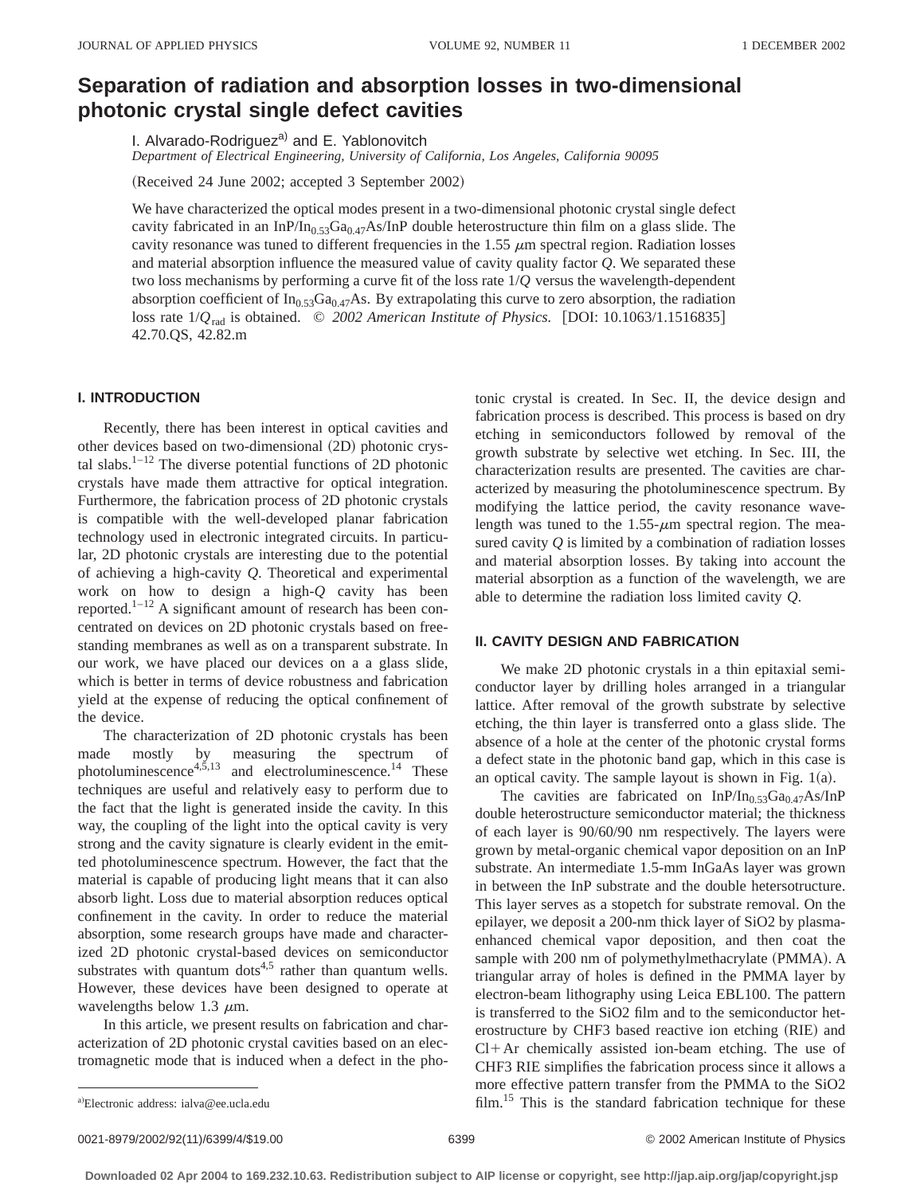# Separation of radiation and absorption losses in two-dimensional photonic crystal single defect cavities

I. Alvarado-Rodriguez[a] and E. Yablonovitch

*Department of Electrical Engineering, University of California, Los Angeles, California 90095*

(Received 24 June 2002; accepted 3 September 2002)

We have characterized the optical modes present in a two-dimensional photonic crystal single defect cavity fabricated in an $InP/In_{0.53}Ga_{0.47}As/InP$ double heterostructure thin film on a glass slide. The cavity resonance was tuned to different frequencies in the 1.55 $\mu$m spectral region. Radiation losses and material absorption influence the measured value of cavity quality factor $Q$. We separated these two loss mechanisms by performing a curve fit of the loss rate $1/Q$ versus the wavelength-dependent absorption coefficient of $In_{0.53}Ga_{0.47}As$. By extrapolating this curve to zero absorption, the radiation loss rate $1/Q_{rad}$ is obtained. © *2002 American Institute of Physics.* [DOI: 10.1063/1.1516835]

42.70.QS, 42.82.m

## I. INTRODUCTION

Recently, there has been interest in optical cavities and other devices based on two-dimensional (2D) photonic crystal slabs.[1–12] The diverse potential functions of 2D photonic crystals have made them attractive for optical integration. Furthermore, the fabrication process of 2D photonic crystals is compatible with the well-developed planar fabrication technology used in electronic integrated circuits. In particular, 2D photonic crystals are interesting due to the potential of achieving a high-cavity $Q$. Theoretical and experimental work on how to design a high-$Q$ cavity has been reported.[1–12] A significant amount of research has been concentrated on devices on 2D photonic crystals based on free-standing membranes as well as on a transparent substrate. In our work, we have placed our devices on a a glass slide, which is better in terms of device robustness and fabrication yield at the expense of reducing the optical confinement of the device.

The characterization of 2D photonic crystals has been made mostly by measuring the spectrum of photoluminescence[4,5,13] and electroluminescence.[14] These techniques are useful and relatively easy to perform due to the fact that the light is generated inside the cavity. In this way, the coupling of the light into the optical cavity is very strong and the cavity signature is clearly evident in the emitted photoluminescence spectrum. However, the fact that the material is capable of producing light means that it can also absorb light. Loss due to material absorption reduces optical confinement in the cavity. In order to reduce the material absorption, some research groups have made and characterized 2D photonic crystal-based devices on semiconductor substrates with quantum dots[4,5] rather than quantum wells. However, these devices have been designed to operate at wavelengths below 1.3 $\mu$m.

In this article, we present results on fabrication and characterization of 2D photonic crystal cavities based on an electromagnetic mode that is induced when a defect in the photonic crystal is created. In Sec. II, the device design and fabrication process is described. This process is based on dry etching in semiconductors followed by removal of the growth substrate by selective wet etching. In Sec. III, the characterization results are presented. The cavities are characterized by measuring the photoluminescence spectrum. By modifying the lattice period, the cavity resonance wavelength was tuned to the 1.55-$\mu$m spectral region. The measured cavity $Q$ is limited by a combination of radiation losses and material absorption losses. By taking into account the material absorption as a function of the wavelength, we are able to determine the radiation loss limited cavity $Q$.

## II. CAVITY DESIGN AND FABRICATION

We make 2D photonic crystals in a thin epitaxial semiconductor layer by drilling holes arranged in a triangular lattice. After removal of the growth substrate by selective etching, the thin layer is transferred onto a glass slide. The absence of a hole at the center of the photonic crystal forms a defect state in the photonic band gap, which in this case is an optical cavity. The sample layout is shown in Fig. 1(a).

The cavities are fabricated on $InP/In_{0.53}Ga_{0.47}As/InP$ double heterostructure semiconductor material; the thickness of each layer is 90/60/90 nm respectively. The layers were grown by metal-organic chemical vapor deposition on an InP substrate. An intermediate 1.5-mm InGaAs layer was grown in between the InP substrate and the double hetersotructure. This layer serves as a stopetch for substrate removal. On the epilayer, we deposit a 200-nm thick layer of SiO2 by plasma-enhanced chemical vapor deposition, and then coat the sample with 200 nm of polymethylmethacrylate (PMMA). A triangular array of holes is defined in the PMMA layer by electron-beam lithography using Leica EBL100. The pattern is transferred to the SiO2 film and to the semiconductor heterostructure by CHF3 based reactive ion etching (RIE) and Cl+Ar chemically assisted ion-beam etching. The use of CHF3 RIE simplifies the fabrication process since it allows a more effective pattern transfer from the PMMA to the SiO2 film.[15] This is the standard fabrication technique for these

[a]Electronic address: ialva@ee.ucla.edu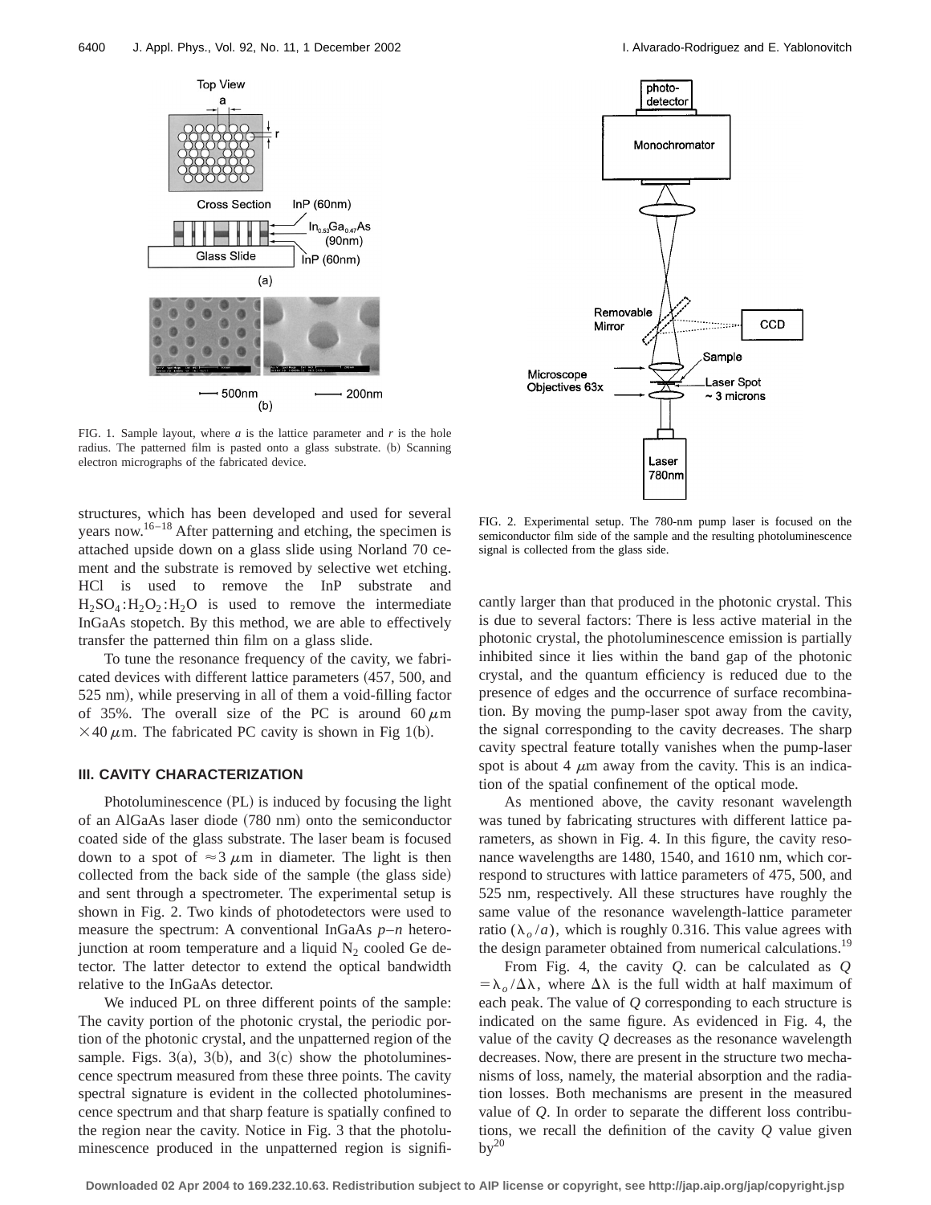FIG. 1. Sample layout, where *a* is the lattice parameter and *r* is the hole radius. The patterned film is pasted onto a glass substrate. (b) Scanning electron micrographs of the fabricated device.

FIG. 2. Experimental setup. The 780-nm pump laser is focused on the semiconductor film side of the sample and the resulting photoluminescence signal is collected from the glass side.

structures, which has been developed and used for several years now.[16–18] After patterning and etching, the specimen is attached upside down on a glass slide using Norland 70 cement and the substrate is removed by selective wet etching. HCl is used to remove the InP substrate and $H_2SO_4$:$H_2O_2$:$H_2O$ is used to remove the intermediate InGaAs stopetch. By this method, we are able to effectively transfer the patterned thin film on a glass slide.

To tune the resonance frequency of the cavity, we fabricated devices with different lattice parameters (457, 500, and 525 nm), while preserving in all of them a void-filling factor of 35%. The overall size of the PC is around 60 $\mu$m $\times$40 $\mu$m. The fabricated PC cavity is shown in Fig 1(b).

### III. CAVITY CHARACTERIZATION

Photoluminescence (PL) is induced by focusing the light of an AlGaAs laser diode (780 nm) onto the semiconductor coated side of the glass substrate. The laser beam is focused down to a spot of $\approx$3 $\mu$m in diameter. The light is then collected from the back side of the sample (the glass side) and sent through a spectrometer. The experimental setup is shown in Fig. 2. Two kinds of photodetectors were used to measure the spectrum: A conventional InGaAs *p*–*n* heterojunction at room temperature and a liquid $N_2$ cooled Ge detector. The latter detector to extend the optical bandwidth relative to the InGaAs detector.

We induced PL on three different points of the sample: The cavity portion of the photonic crystal, the periodic portion of the photonic crystal, and the unpatterned region of the sample. Figs. 3(a), 3(b), and 3(c) show the photoluminescence spectrum measured from these three points. The cavity spectral signature is evident in the collected photoluminescence spectrum and that sharp feature is spatially confined to the region near the cavity. Notice in Fig. 3 that the photoluminescence produced in the unpatterned region is significantly larger than that produced in the photonic crystal. This is due to several factors: There is less active material in the photonic crystal, the photoluminescence emission is partially inhibited since it lies within the band gap of the photonic crystal, and the quantum efficiency is reduced due to the presence of edges and the occurrence of surface recombination. By moving the pump-laser spot away from the cavity, the signal corresponding to the cavity decreases. The sharp cavity spectral feature totally vanishes when the pump-laser spot is about 4 $\mu$m away from the cavity. This is an indication of the spatial confinement of the optical mode.

As mentioned above, the cavity resonant wavelength was tuned by fabricating structures with different lattice parameters, as shown in Fig. 4. In this figure, the cavity resonance wavelengths are 1480, 1540, and 1610 nm, which correspond to structures with lattice parameters of 475, 500, and 525 nm, respectively. All these structures have roughly the same value of the resonance wavelength-lattice parameter ratio ($\lambda_o/a$), which is roughly 0.316. This value agrees with the design parameter obtained from numerical calculations.[19]

From Fig. 4, the cavity *Q*. can be calculated as $Q = \lambda_o/\Delta\lambda$, where $\Delta\lambda$ is the full width at half maximum of each peak. The value of *Q* corresponding to each structure is indicated on the same figure. As evidenced in Fig. 4, the value of the cavity *Q* decreases as the resonance wavelength decreases. Now, there are present in the structure two mechanisms of loss, namely, the material absorption and the radiation losses. Both mechanisms are present in the measured value of *Q*. In order to separate the different loss contributions, we recall the definition of the cavity *Q* value given by[20]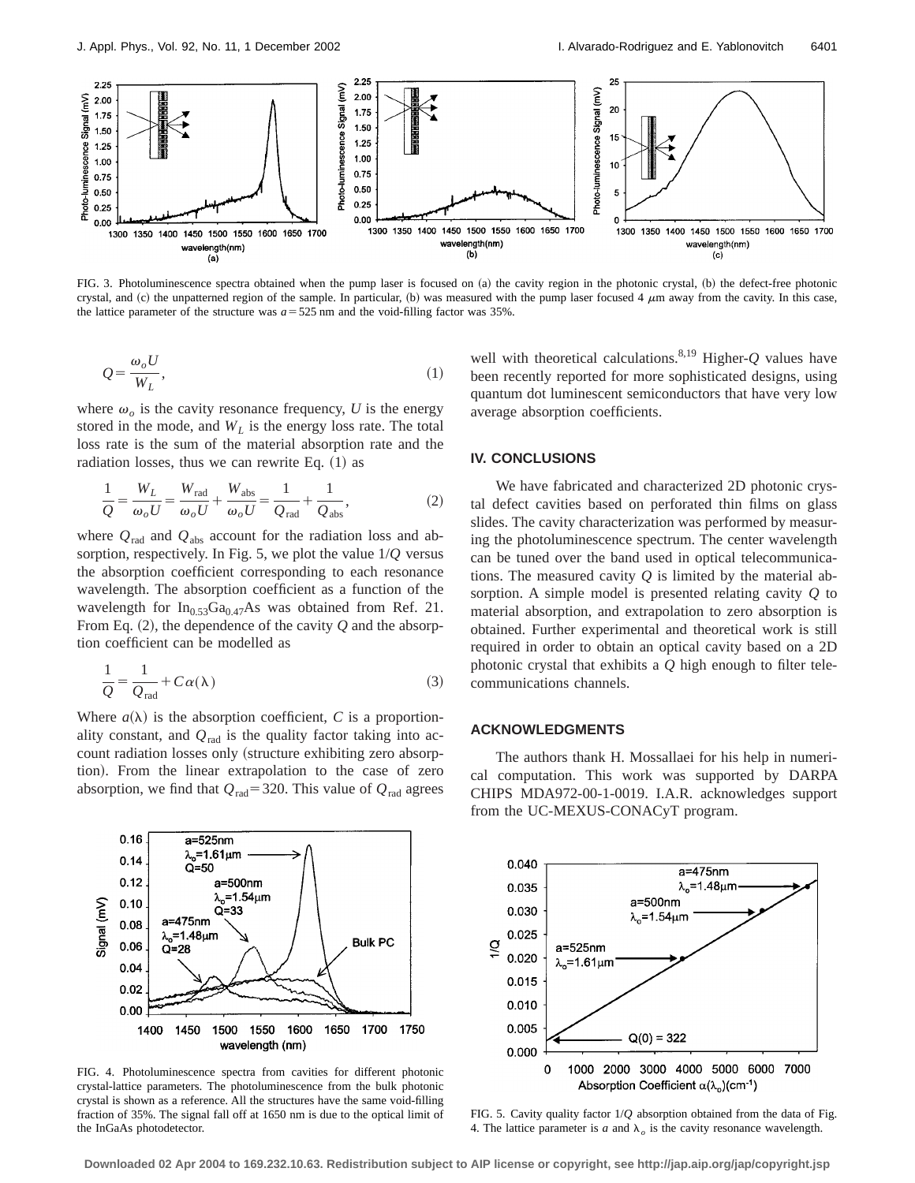FIG. 3. Photoluminescence spectra obtained when the pump laser is focused on (a) the cavity region in the photonic crystal, (b) the defect-free photonic crystal, and (c) the unpatterned region of the sample. In particular, (b) was measured with the pump laser focused 4 $\mu$m away from the cavity. In this case, the lattice parameter of the structure was $a = 525$ nm and the void-filling factor was 35%.

$$Q = \frac{\omega_o U}{W_L}, \tag{1}$$

where $\omega_o$ is the cavity resonance frequency, $U$ is the energy stored in the mode, and $W_L$ is the energy loss rate. The total loss rate is the sum of the material absorption rate and the radiation losses, thus we can rewrite Eq. (1) as

$$\frac{1}{Q} = \frac{W_L}{\omega_o U} = \frac{W_{\mathrm{rad}}}{\omega_o U} + \frac{W_{\mathrm{abs}}}{\omega_o U} = \frac{1}{Q_{\mathrm{rad}}} + \frac{1}{Q_{\mathrm{abs}}}, \tag{2}$$

where $Q_{\mathrm{rad}}$ and $Q_{\mathrm{abs}}$ account for the radiation loss and absorption, respectively. In Fig. 5, we plot the value $1/Q$ versus the absorption coefficient corresponding to each resonance wavelength. The absorption coefficient as a function of the wavelength for $In_{0.53}Ga_{0.47}As$ was obtained from Ref. 21. From Eq. (2), the dependence of the cavity $Q$ and the absorption coefficient can be modelled as

$$\frac{1}{Q} = \frac{1}{Q_{\mathrm{rad}}} + C\alpha(\lambda) \tag{3}$$

Where $a(\lambda)$ is the absorption coefficient, $C$ is a proportionality constant, and $Q_{\mathrm{rad}}$ is the quality factor taking into account radiation losses only (structure exhibiting zero absorption). From the linear extrapolation to the case of zero absorption, we find that $Q_{\mathrm{rad}} = 320$. This value of $Q_{\mathrm{rad}}$ agrees well with theoretical calculations.[8,19] Higher-$Q$ values have been recently reported for more sophisticated designs, using quantum dot luminescent semiconductors that have very low average absorption coefficients.

## IV. CONCLUSIONS

We have fabricated and characterized 2D photonic crystal defect cavities based on perforated thin films on glass slides. The cavity characterization was performed by measuring the photoluminescence spectrum. The center wavelength can be tuned over the band used in optical telecommunications. The measured cavity $Q$ is limited by the material absorption. A simple model is presented relating cavity $Q$ to material absorption, and extrapolation to zero absorption is obtained. Further experimental and theoretical work is still required in order to obtain an optical cavity based on a 2D photonic crystal that exhibits a $Q$ high enough to filter telecommunications channels.

## ACKNOWLEDGMENTS

The authors thank H. Mossallaei for his help in numerical computation. This work was supported by DARPA CHIPS MDA972-00-1-0019. I.A.R. acknowledges support from the UC-MEXUS-CONACyT program.

FIG. 4. Photoluminescence spectra from cavities for different photonic crystal-lattice parameters. The photoluminescence from the bulk photonic crystal is shown as a reference. All the structures have the same void-filling fraction of 35%. The signal fall off at 1650 nm is due to the optical limit of the InGaAs photodetector.

FIG. 5. Cavity quality factor $1/Q$ absorption obtained from the data of Fig. 4. The lattice parameter is $a$ and $\lambda_o$ is the cavity resonance wavelength.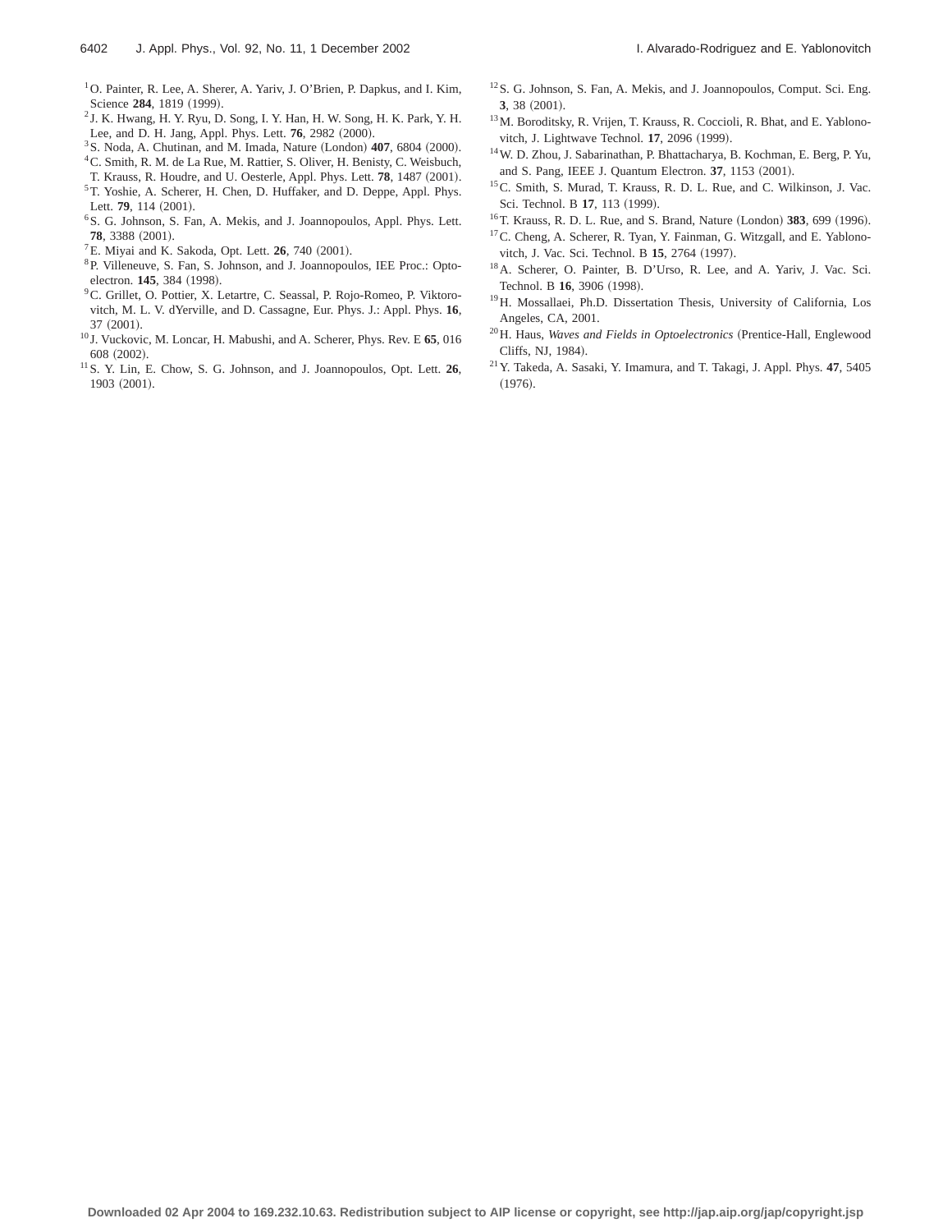[1] O. Painter, R. Lee, A. Sherer, A. Yariv, J. O'Brien, P. Dapkus, and I. Kim, Science **284**, 1819 (1999).

[2] J. K. Hwang, H. Y. Ryu, D. Song, I. Y. Han, H. W. Song, H. K. Park, Y. H. Lee, and D. H. Jang, Appl. Phys. Lett. **76**, 2982 (2000).

[3] S. Noda, A. Chutinan, and M. Imada, Nature (London) **407**, 6804 (2000).

[4] C. Smith, R. M. de La Rue, M. Rattier, S. Oliver, H. Benisty, C. Weisbuch, T. Krauss, R. Houdre, and U. Oesterle, Appl. Phys. Lett. **78**, 1487 (2001).

[5] T. Yoshie, A. Scherer, H. Chen, D. Huffaker, and D. Deppe, Appl. Phys. Lett. **79**, 114 (2001).

[6] S. G. Johnson, S. Fan, A. Mekis, and J. Joannopoulos, Appl. Phys. Lett. **78**, 3388 (2001).

[7] E. Miyai and K. Sakoda, Opt. Lett. **26**, 740 (2001).

[8] P. Villeneuve, S. Fan, S. Johnson, and J. Joannopoulos, IEE Proc.: Optoelectron. **145**, 384 (1998).

[9] C. Grillet, O. Pottier, X. Letartre, C. Seassal, P. Rojo-Romeo, P. Viktorovitch, M. L. V. dYerville, and D. Cassagne, Eur. Phys. J.: Appl. Phys. **16**, 37 (2001).

[10] J. Vuckovic, M. Loncar, H. Mabushi, and A. Scherer, Phys. Rev. E **65**, 016 608 (2002).

[11] S. Y. Lin, E. Chow, S. G. Johnson, and J. Joannopoulos, Opt. Lett. **26**, 1903 (2001).

[12] S. G. Johnson, S. Fan, A. Mekis, and J. Joannopoulos, Comput. Sci. Eng. **3**, 38 (2001).

[13] M. Boroditsky, R. Vrijen, T. Krauss, R. Coccioli, R. Bhat, and E. Yablonovitch, J. Lightwave Technol. **17**, 2096 (1999).

[14] W. D. Zhou, J. Sabarinathan, P. Bhattacharya, B. Kochman, E. Berg, P. Yu, and S. Pang, IEEE J. Quantum Electron. **37**, 1153 (2001).

[15] C. Smith, S. Murad, T. Krauss, R. D. L. Rue, and C. Wilkinson, J. Vac. Sci. Technol. B **17**, 113 (1999).

[16] T. Krauss, R. D. L. Rue, and S. Brand, Nature (London) **383**, 699 (1996).

[17] C. Cheng, A. Scherer, R. Tyan, Y. Fainman, G. Witzgall, and E. Yablonovitch, J. Vac. Sci. Technol. B **15**, 2764 (1997).

[18] A. Scherer, O. Painter, B. D'Urso, R. Lee, and A. Yariv, J. Vac. Sci. Technol. B **16**, 3906 (1998).

[19] H. Mossallaei, Ph.D. Dissertation Thesis, University of California, Los Angeles, CA, 2001.

[20] H. Haus, *Waves and Fields in Optoelectronics* (Prentice-Hall, Englewood Cliffs, NJ, 1984).

[21] Y. Takeda, A. Sasaki, Y. Imamura, and T. Takagi, J. Appl. Phys. **47**, 5405 (1976).